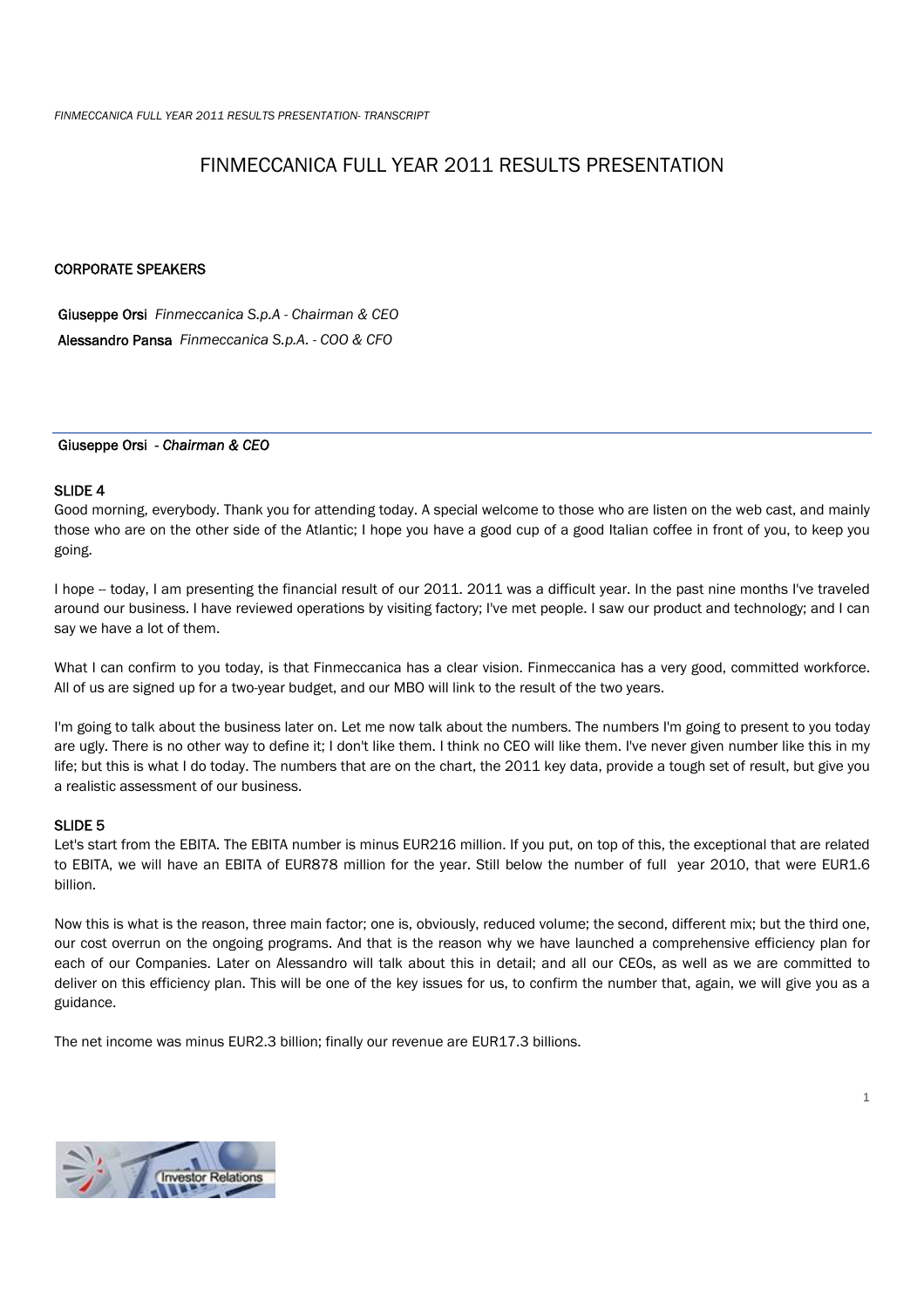# FINMECCANICA FULL YEAR 2011 RESULTS PRESENTATION

## CORPORATE SPEAKERS

**Giuseppe Orsi** *Finmeccanica S.p.A - Chairman & CEO*
**Alessandro Pansa** *Finmeccanica S.p.A. - COO & CFO*

---

**Giuseppe Orsi** - *Chairman & CEO*

### SLIDE 4

Good morning, everybody. Thank you for attending today. A special welcome to those who are listen on the web cast, and mainly those who are on the other side of the Atlantic; I hope you have a good cup of a good Italian coffee in front of you, to keep you going.

I hope -- today, I am presenting the financial result of our 2011. 2011 was a difficult year. In the past nine months I've traveled around our business. I have reviewed operations by visiting factory; I've met people. I saw our product and technology; and I can say we have a lot of them.

What I can confirm to you today, is that Finmeccanica has a clear vision. Finmeccanica has a very good, committed workforce. All of us are signed up for a two-year budget, and our MBO will link to the result of the two years.

I'm going to talk about the business later on. Let me now talk about the numbers. The numbers I'm going to present to you today are ugly. There is no other way to define it; I don't like them. I think no CEO will like them. I've never given number like this in my life; but this is what I do today. The numbers that are on the chart, the 2011 key data, provide a tough set of result, but give you a realistic assessment of our business.

### SLIDE 5

Let's start from the EBITA. The EBITA number is minus EUR216 million. If you put, on top of this, the exceptional that are related to EBITA, we will have an EBITA of EUR878 million for the year. Still below the number of full year 2010, that were EUR1.6 billion.

Now this is what is the reason, three main factor; one is, obviously, reduced volume; the second, different mix; but the third one, our cost overrun on the ongoing programs. And that is the reason why we have launched a comprehensive efficiency plan for each of our Companies. Later on Alessandro will talk about this in detail; and all our CEOs, as well as we are committed to deliver on this efficiency plan. This will be one of the key issues for us, to confirm the number that, again, we will give you as a guidance.

The net income was minus EUR2.3 billion; finally our revenue are EUR17.3 billions.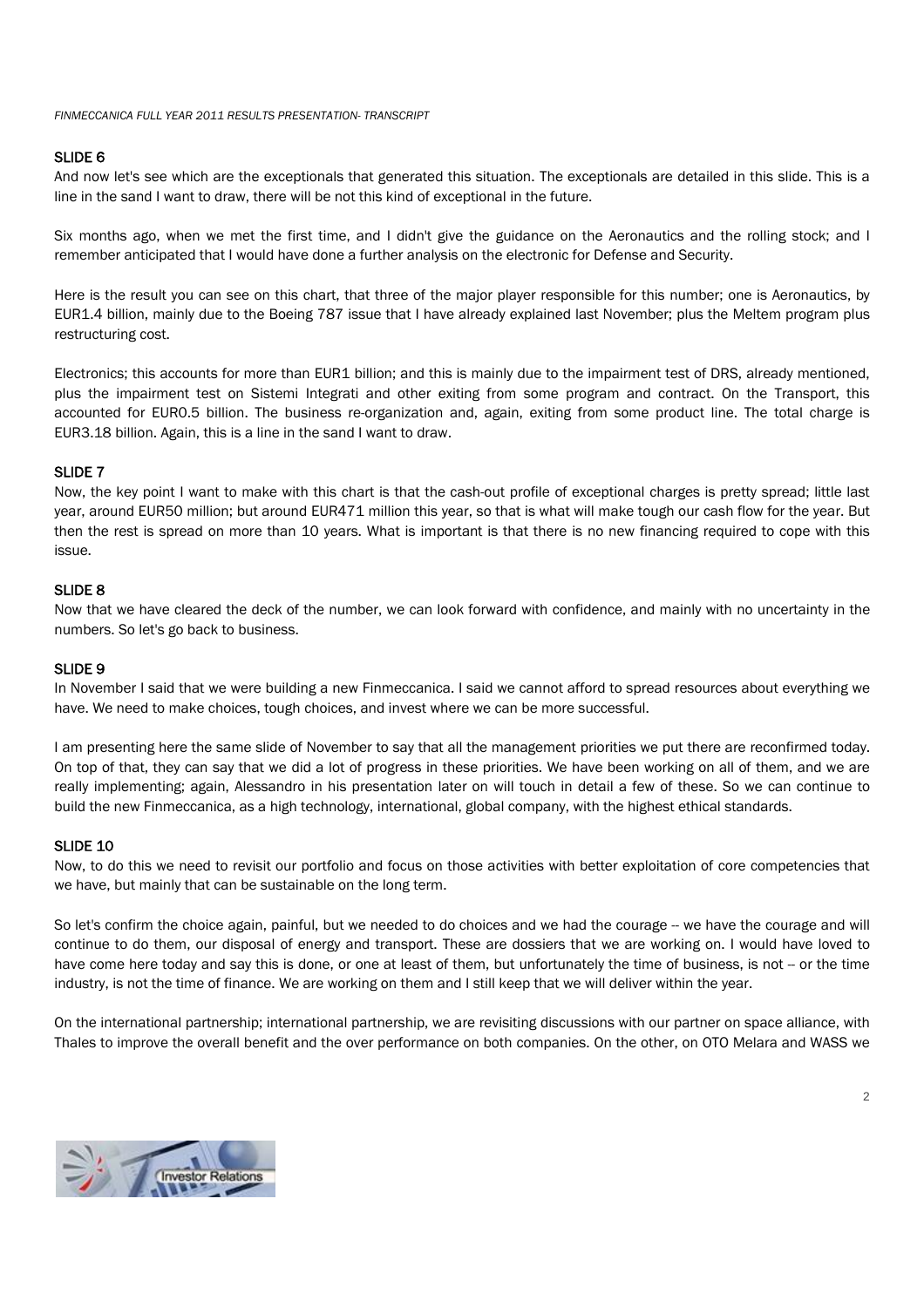## SLIDE 6

And now let's see which are the exceptionals that generated this situation. The exceptionals are detailed in this slide. This is a line in the sand I want to draw, there will be not this kind of exceptional in the future.

Six months ago, when we met the first time, and I didn't give the guidance on the Aeronautics and the rolling stock; and I remember anticipated that I would have done a further analysis on the electronic for Defense and Security.

Here is the result you can see on this chart, that three of the major player responsible for this number; one is Aeronautics, by EUR1.4 billion, mainly due to the Boeing 787 issue that I have already explained last November; plus the Meltem program plus restructuring cost.

Electronics; this accounts for more than EUR1 billion; and this is mainly due to the impairment test of DRS, already mentioned, plus the impairment test on Sistemi Integrati and other exiting from some program and contract. On the Transport, this accounted for EUR0.5 billion. The business re-organization and, again, exiting from some product line. The total charge is EUR3.18 billion. Again, this is a line in the sand I want to draw.

## SLIDE 7

Now, the key point I want to make with this chart is that the cash-out profile of exceptional charges is pretty spread; little last year, around EUR50 million; but around EUR471 million this year, so that is what will make tough our cash flow for the year. But then the rest is spread on more than 10 years. What is important is that there is no new financing required to cope with this issue.

## SLIDE 8

Now that we have cleared the deck of the number, we can look forward with confidence, and mainly with no uncertainty in the numbers. So let's go back to business.

## SLIDE 9

In November I said that we were building a new Finmeccanica. I said we cannot afford to spread resources about everything we have. We need to make choices, tough choices, and invest where we can be more successful.

I am presenting here the same slide of November to say that all the management priorities we put there are reconfirmed today. On top of that, they can say that we did a lot of progress in these priorities. We have been working on all of them, and we are really implementing; again, Alessandro in his presentation later on will touch in detail a few of these. So we can continue to build the new Finmeccanica, as a high technology, international, global company, with the highest ethical standards.

## SLIDE 10

Now, to do this we need to revisit our portfolio and focus on those activities with better exploitation of core competencies that we have, but mainly that can be sustainable on the long term.

So let's confirm the choice again, painful, but we needed to do choices and we had the courage -- we have the courage and will continue to do them, our disposal of energy and transport. These are dossiers that we are working on. I would have loved to have come here today and say this is done, or one at least of them, but unfortunately the time of business, is not -- or the time industry, is not the time of finance. We are working on them and I still keep that we will deliver within the year.

On the international partnership; international partnership, we are revisiting discussions with our partner on space alliance, with Thales to improve the overall benefit and the over performance on both companies. On the other, on OTO Melara and WASS we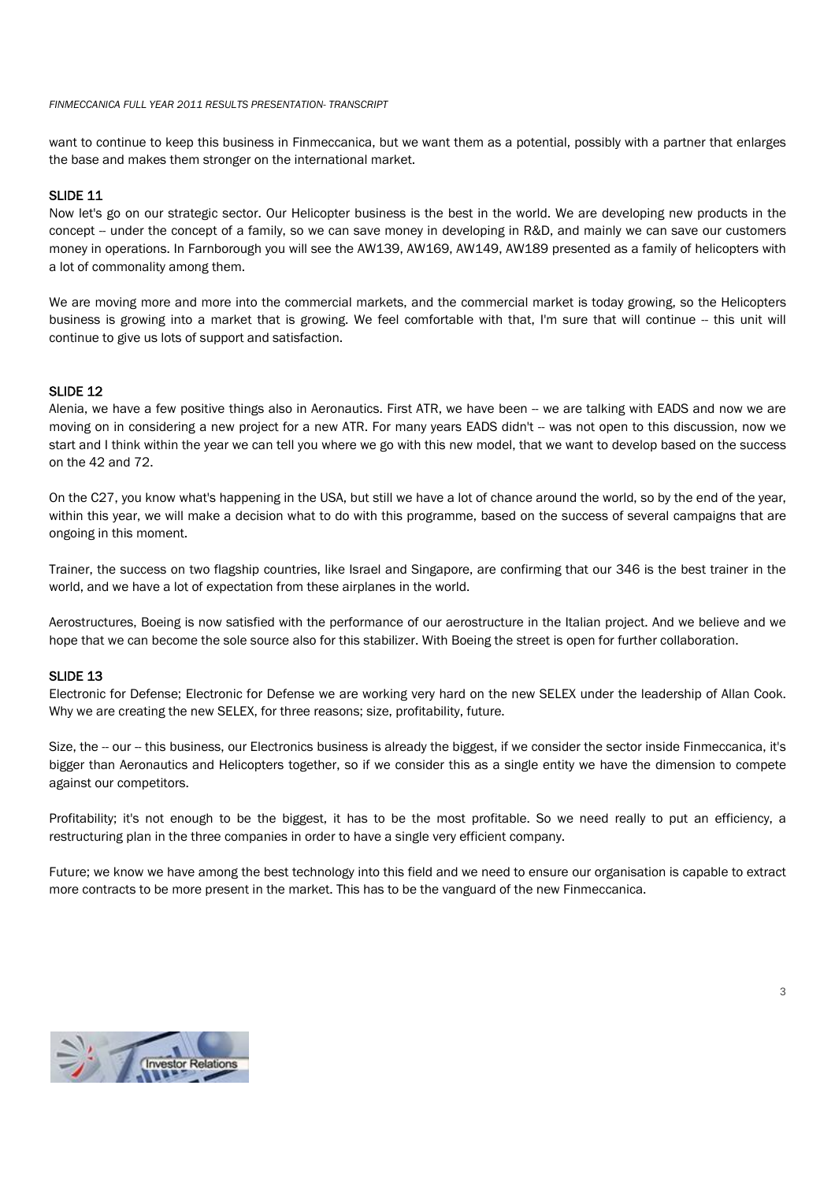want to continue to keep this business in Finmeccanica, but we want them as a potential, possibly with a partner that enlarges the base and makes them stronger on the international market.

## SLIDE 11

Now let's go on our strategic sector. Our Helicopter business is the best in the world. We are developing new products in the concept -- under the concept of a family, so we can save money in developing in R&D, and mainly we can save our customers money in operations. In Farnborough you will see the AW139, AW169, AW149, AW189 presented as a family of helicopters with a lot of commonality among them.

We are moving more and more into the commercial markets, and the commercial market is today growing, so the Helicopters business is growing into a market that is growing. We feel comfortable with that, I'm sure that will continue -- this unit will continue to give us lots of support and satisfaction.

## SLIDE 12

Alenia, we have a few positive things also in Aeronautics. First ATR, we have been -- we are talking with EADS and now we are moving on in considering a new project for a new ATR. For many years EADS didn't -- was not open to this discussion, now we start and I think within the year we can tell you where we go with this new model, that we want to develop based on the success on the 42 and 72.

On the C27, you know what's happening in the USA, but still we have a lot of chance around the world, so by the end of the year, within this year, we will make a decision what to do with this programme, based on the success of several campaigns that are ongoing in this moment.

Trainer, the success on two flagship countries, like Israel and Singapore, are confirming that our 346 is the best trainer in the world, and we have a lot of expectation from these airplanes in the world.

Aerostructures, Boeing is now satisfied with the performance of our aerostructure in the Italian project. And we believe and we hope that we can become the sole source also for this stabilizer. With Boeing the street is open for further collaboration.

## SLIDE 13

Electronic for Defense; Electronic for Defense we are working very hard on the new SELEX under the leadership of Allan Cook. Why we are creating the new SELEX, for three reasons; size, profitability, future.

Size, the -- our -- this business, our Electronics business is already the biggest, if we consider the sector inside Finmeccanica, it's bigger than Aeronautics and Helicopters together, so if we consider this as a single entity we have the dimension to compete against our competitors.

Profitability; it's not enough to be the biggest, it has to be the most profitable. So we need really to put an efficiency, a restructuring plan in the three companies in order to have a single very efficient company.

Future; we know we have among the best technology into this field and we need to ensure our organisation is capable to extract more contracts to be more present in the market. This has to be the vanguard of the new Finmeccanica.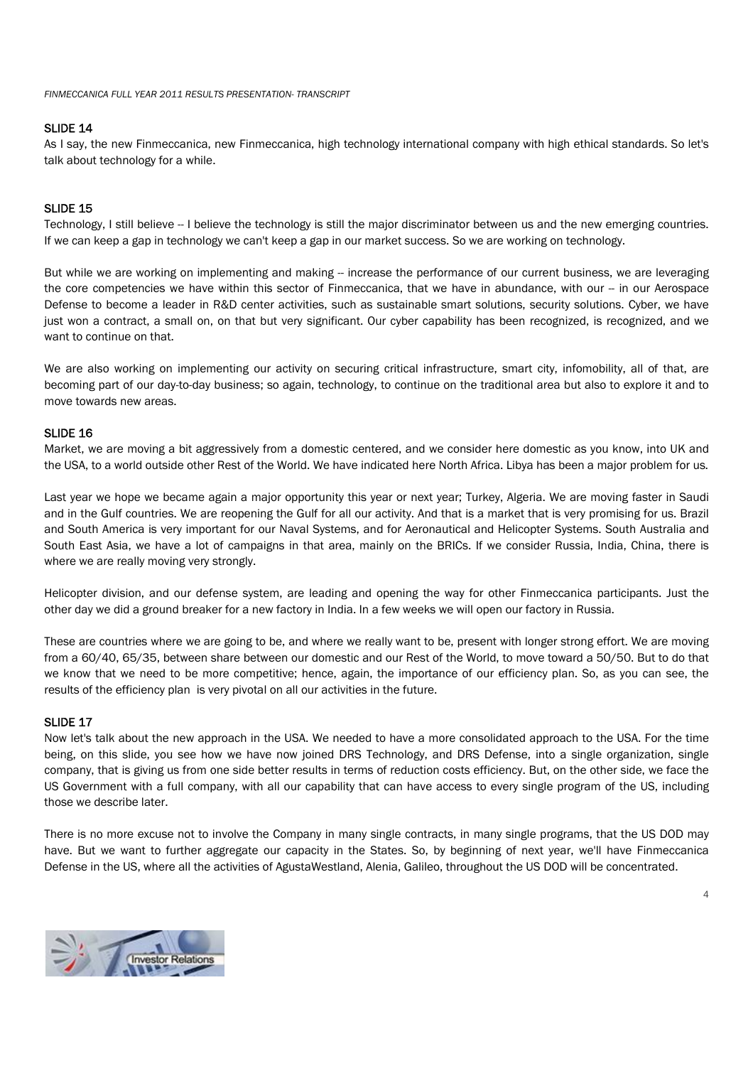## SLIDE 14

As I say, the new Finmeccanica, new Finmeccanica, high technology international company with high ethical standards. So let's talk about technology for a while.

## SLIDE 15

Technology, I still believe -- I believe the technology is still the major discriminator between us and the new emerging countries. If we can keep a gap in technology we can't keep a gap in our market success. So we are working on technology.

But while we are working on implementing and making -- increase the performance of our current business, we are leveraging the core competencies we have within this sector of Finmeccanica, that we have in abundance, with our -- in our Aerospace Defense to become a leader in R&D center activities, such as sustainable smart solutions, security solutions. Cyber, we have just won a contract, a small on, on that but very significant. Our cyber capability has been recognized, is recognized, and we want to continue on that.

We are also working on implementing our activity on securing critical infrastructure, smart city, infomobility, all of that, are becoming part of our day-to-day business; so again, technology, to continue on the traditional area but also to explore it and to move towards new areas.

## SLIDE 16

Market, we are moving a bit aggressively from a domestic centered, and we consider here domestic as you know, into UK and the USA, to a world outside other Rest of the World. We have indicated here North Africa. Libya has been a major problem for us.

Last year we hope we became again a major opportunity this year or next year; Turkey, Algeria. We are moving faster in Saudi and in the Gulf countries. We are reopening the Gulf for all our activity. And that is a market that is very promising for us. Brazil and South America is very important for our Naval Systems, and for Aeronautical and Helicopter Systems. South Australia and South East Asia, we have a lot of campaigns in that area, mainly on the BRICs. If we consider Russia, India, China, there is where we are really moving very strongly.

Helicopter division, and our defense system, are leading and opening the way for other Finmeccanica participants. Just the other day we did a ground breaker for a new factory in India. In a few weeks we will open our factory in Russia.

These are countries where we are going to be, and where we really want to be, present with longer strong effort. We are moving from a 60/40, 65/35, between share between our domestic and our Rest of the World, to move toward a 50/50. But to do that we know that we need to be more competitive; hence, again, the importance of our efficiency plan. So, as you can see, the results of the efficiency plan is very pivotal on all our activities in the future.

## SLIDE 17

Now let's talk about the new approach in the USA. We needed to have a more consolidated approach to the USA. For the time being, on this slide, you see how we have now joined DRS Technology, and DRS Defense, into a single organization, single company, that is giving us from one side better results in terms of reduction costs efficiency. But, on the other side, we face the US Government with a full company, with all our capability that can have access to every single program of the US, including those we describe later.

There is no more excuse not to involve the Company in many single contracts, in many single programs, that the US DOD may have. But we want to further aggregate our capacity in the States. So, by beginning of next year, we'll have Finmeccanica Defense in the US, where all the activities of AgustaWestland, Alenia, Galileo, throughout the US DOD will be concentrated.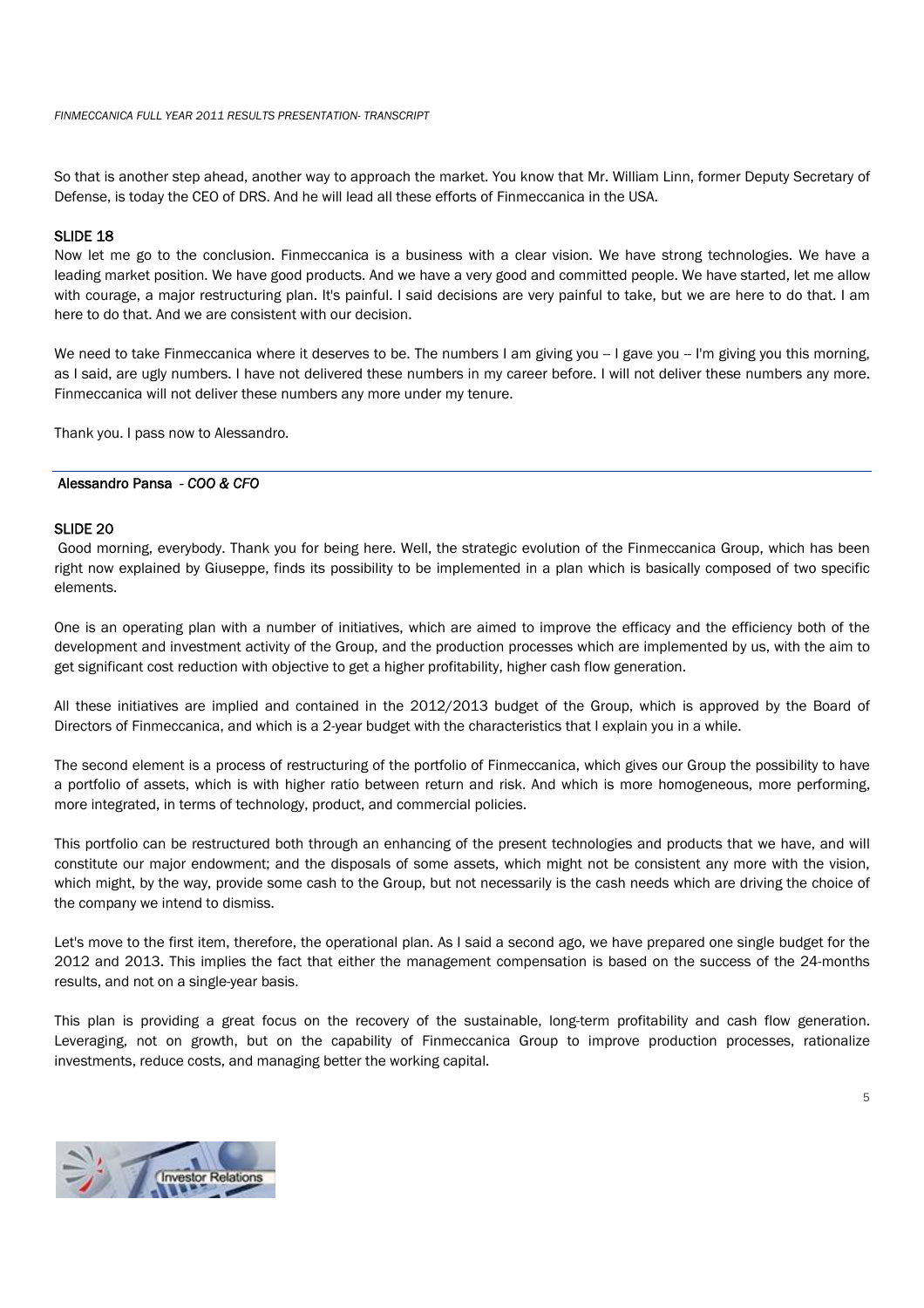So that is another step ahead, another way to approach the market. You know that Mr. William Linn, former Deputy Secretary of Defense, is today the CEO of DRS. And he will lead all these efforts of Finmeccanica in the USA.

### SLIDE 18

Now let me go to the conclusion. Finmeccanica is a business with a clear vision. We have strong technologies. We have a leading market position. We have good products. And we have a very good and committed people. We have started, let me allow with courage, a major restructuring plan. It's painful. I said decisions are very painful to take, but we are here to do that. I am here to do that. And we are consistent with our decision.

We need to take Finmeccanica where it deserves to be. The numbers I am giving you -- I gave you -- I'm giving you this morning, as I said, are ugly numbers. I have not delivered these numbers in my career before. I will not deliver these numbers any more. Finmeccanica will not deliver these numbers any more under my tenure.

Thank you. I pass now to Alessandro.

---

## Alessandro Pansa *- COO & CFO*

### SLIDE 20

Good morning, everybody. Thank you for being here. Well, the strategic evolution of the Finmeccanica Group, which has been right now explained by Giuseppe, finds its possibility to be implemented in a plan which is basically composed of two specific elements.

One is an operating plan with a number of initiatives, which are aimed to improve the efficacy and the efficiency both of the development and investment activity of the Group, and the production processes which are implemented by us, with the aim to get significant cost reduction with objective to get a higher profitability, higher cash flow generation.

All these initiatives are implied and contained in the 2012/2013 budget of the Group, which is approved by the Board of Directors of Finmeccanica, and which is a 2-year budget with the characteristics that I explain you in a while.

The second element is a process of restructuring of the portfolio of Finmeccanica, which gives our Group the possibility to have a portfolio of assets, which is with higher ratio between return and risk. And which is more homogeneous, more performing, more integrated, in terms of technology, product, and commercial policies.

This portfolio can be restructured both through an enhancing of the present technologies and products that we have, and will constitute our major endowment; and the disposals of some assets, which might not be consistent any more with the vision, which might, by the way, provide some cash to the Group, but not necessarily is the cash needs which are driving the choice of the company we intend to dismiss.

Let's move to the first item, therefore, the operational plan. As I said a second ago, we have prepared one single budget for the 2012 and 2013. This implies the fact that either the management compensation is based on the success of the 24-months results, and not on a single-year basis.

This plan is providing a great focus on the recovery of the sustainable, long-term profitability and cash flow generation. Leveraging, not on growth, but on the capability of Finmeccanica Group to improve production processes, rationalize investments, reduce costs, and managing better the working capital.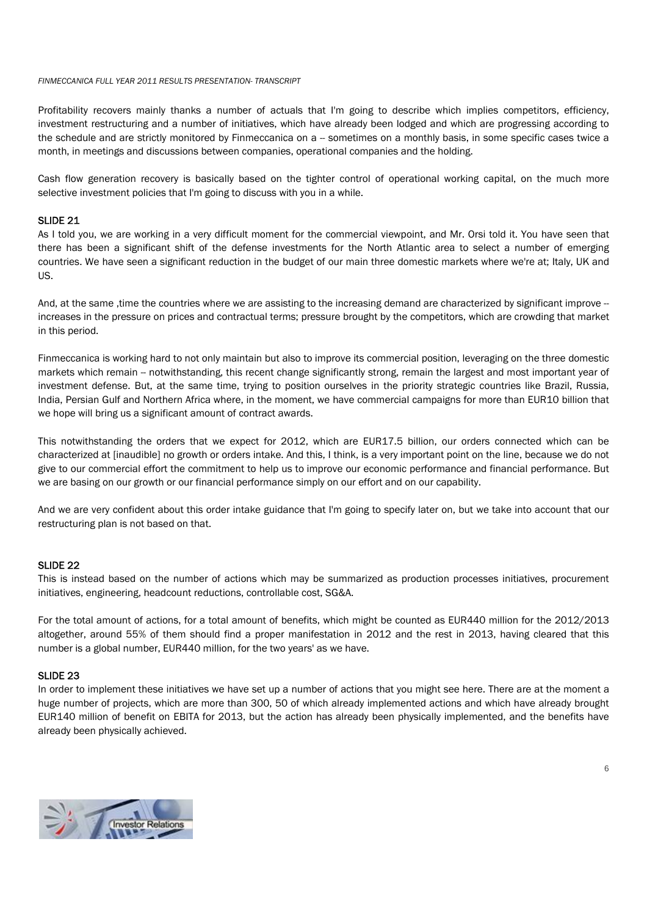Profitability recovers mainly thanks a number of actuals that I'm going to describe which implies competitors, efficiency, investment restructuring and a number of initiatives, which have already been lodged and which are progressing according to the schedule and are strictly monitored by Finmeccanica on a -- sometimes on a monthly basis, in some specific cases twice a month, in meetings and discussions between companies, operational companies and the holding.

Cash flow generation recovery is basically based on the tighter control of operational working capital, on the much more selective investment policies that I'm going to discuss with you in a while.

**SLIDE 21**

As I told you, we are working in a very difficult moment for the commercial viewpoint, and Mr. Orsi told it. You have seen that there has been a significant shift of the defense investments for the North Atlantic area to select a number of emerging countries. We have seen a significant reduction in the budget of our main three domestic markets where we're at; Italy, UK and US.

And, at the same ,time the countries where we are assisting to the increasing demand are characterized by significant improve -- increases in the pressure on prices and contractual terms; pressure brought by the competitors, which are crowding that market in this period.

Finmeccanica is working hard to not only maintain but also to improve its commercial position, leveraging on the three domestic markets which remain -- notwithstanding, this recent change significantly strong, remain the largest and most important year of investment defense. But, at the same time, trying to position ourselves in the priority strategic countries like Brazil, Russia, India, Persian Gulf and Northern Africa where, in the moment, we have commercial campaigns for more than EUR10 billion that we hope will bring us a significant amount of contract awards.

This notwithstanding the orders that we expect for 2012, which are EUR17.5 billion, our orders connected which can be characterized at [inaudible] no growth or orders intake. And this, I think, is a very important point on the line, because we do not give to our commercial effort the commitment to help us to improve our economic performance and financial performance. But we are basing on our growth or our financial performance simply on our effort and on our capability.

And we are very confident about this order intake guidance that I'm going to specify later on, but we take into account that our restructuring plan is not based on that.

**SLIDE 22**

This is instead based on the number of actions which may be summarized as production processes initiatives, procurement initiatives, engineering, headcount reductions, controllable cost, SG&A.

For the total amount of actions, for a total amount of benefits, which might be counted as EUR440 million for the 2012/2013 altogether, around 55% of them should find a proper manifestation in 2012 and the rest in 2013, having cleared that this number is a global number, EUR440 million, for the two years' as we have.

**SLIDE 23**

In order to implement these initiatives we have set up a number of actions that you might see here. There are at the moment a huge number of projects, which are more than 300, 50 of which already implemented actions and which have already brought EUR140 million of benefit on EBITA for 2013, but the action has already been physically implemented, and the benefits have already been physically achieved.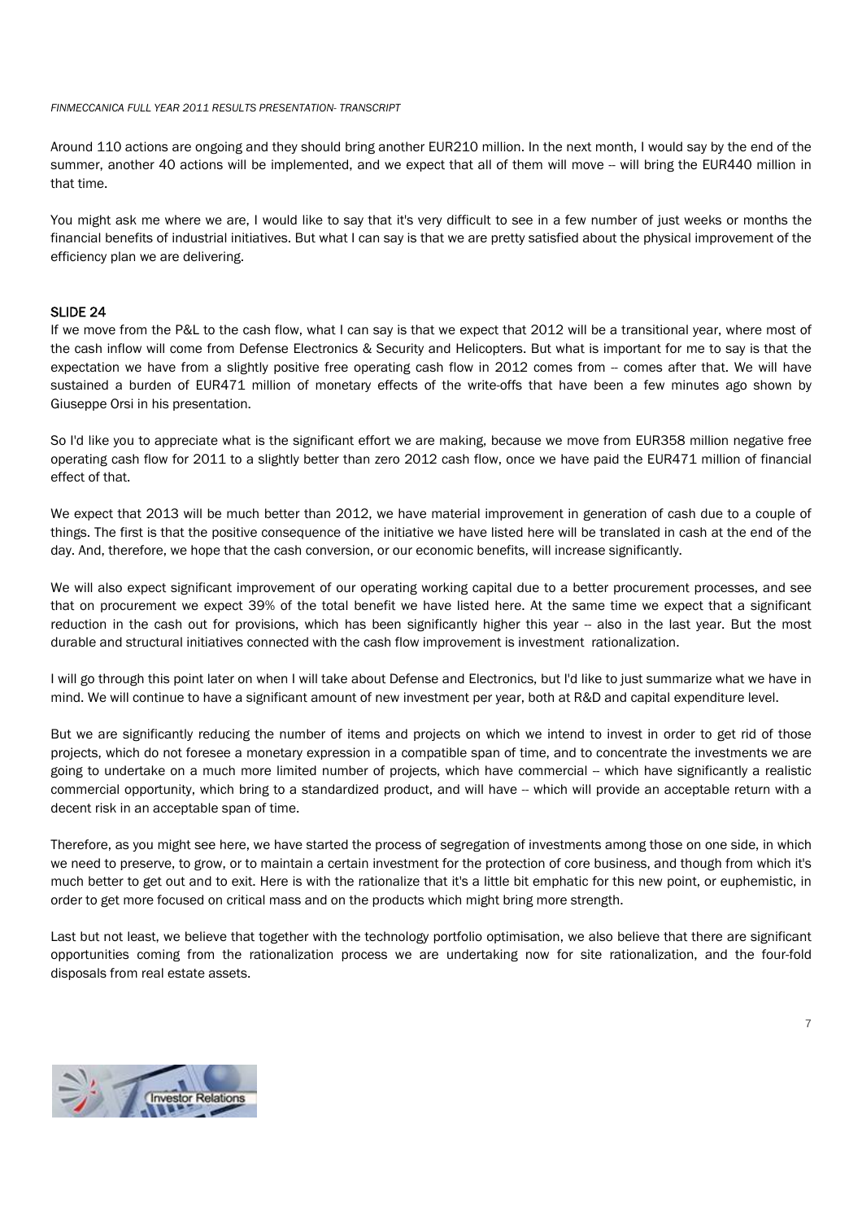Around 110 actions are ongoing and they should bring another EUR210 million. In the next month, I would say by the end of the summer, another 40 actions will be implemented, and we expect that all of them will move -- will bring the EUR440 million in that time.

You might ask me where we are, I would like to say that it's very difficult to see in a few number of just weeks or months the financial benefits of industrial initiatives. But what I can say is that we are pretty satisfied about the physical improvement of the efficiency plan we are delivering.

## SLIDE 24

If we move from the P&L to the cash flow, what I can say is that we expect that 2012 will be a transitional year, where most of the cash inflow will come from Defense Electronics & Security and Helicopters. But what is important for me to say is that the expectation we have from a slightly positive free operating cash flow in 2012 comes from -- comes after that. We will have sustained a burden of EUR471 million of monetary effects of the write-offs that have been a few minutes ago shown by Giuseppe Orsi in his presentation.

So I'd like you to appreciate what is the significant effort we are making, because we move from EUR358 million negative free operating cash flow for 2011 to a slightly better than zero 2012 cash flow, once we have paid the EUR471 million of financial effect of that.

We expect that 2013 will be much better than 2012, we have material improvement in generation of cash due to a couple of things. The first is that the positive consequence of the initiative we have listed here will be translated in cash at the end of the day. And, therefore, we hope that the cash conversion, or our economic benefits, will increase significantly.

We will also expect significant improvement of our operating working capital due to a better procurement processes, and see that on procurement we expect 39% of the total benefit we have listed here. At the same time we expect that a significant reduction in the cash out for provisions, which has been significantly higher this year -- also in the last year. But the most durable and structural initiatives connected with the cash flow improvement is investment rationalization.

I will go through this point later on when I will take about Defense and Electronics, but I'd like to just summarize what we have in mind. We will continue to have a significant amount of new investment per year, both at R&D and capital expenditure level.

But we are significantly reducing the number of items and projects on which we intend to invest in order to get rid of those projects, which do not foresee a monetary expression in a compatible span of time, and to concentrate the investments we are going to undertake on a much more limited number of projects, which have commercial -- which have significantly a realistic commercial opportunity, which bring to a standardized product, and will have -- which will provide an acceptable return with a decent risk in an acceptable span of time.

Therefore, as you might see here, we have started the process of segregation of investments among those on one side, in which we need to preserve, to grow, or to maintain a certain investment for the protection of core business, and though from which it's much better to get out and to exit. Here is with the rationalize that it's a little bit emphatic for this new point, or euphemistic, in order to get more focused on critical mass and on the products which might bring more strength.

Last but not least, we believe that together with the technology portfolio optimisation, we also believe that there are significant opportunities coming from the rationalization process we are undertaking now for site rationalization, and the four-fold disposals from real estate assets.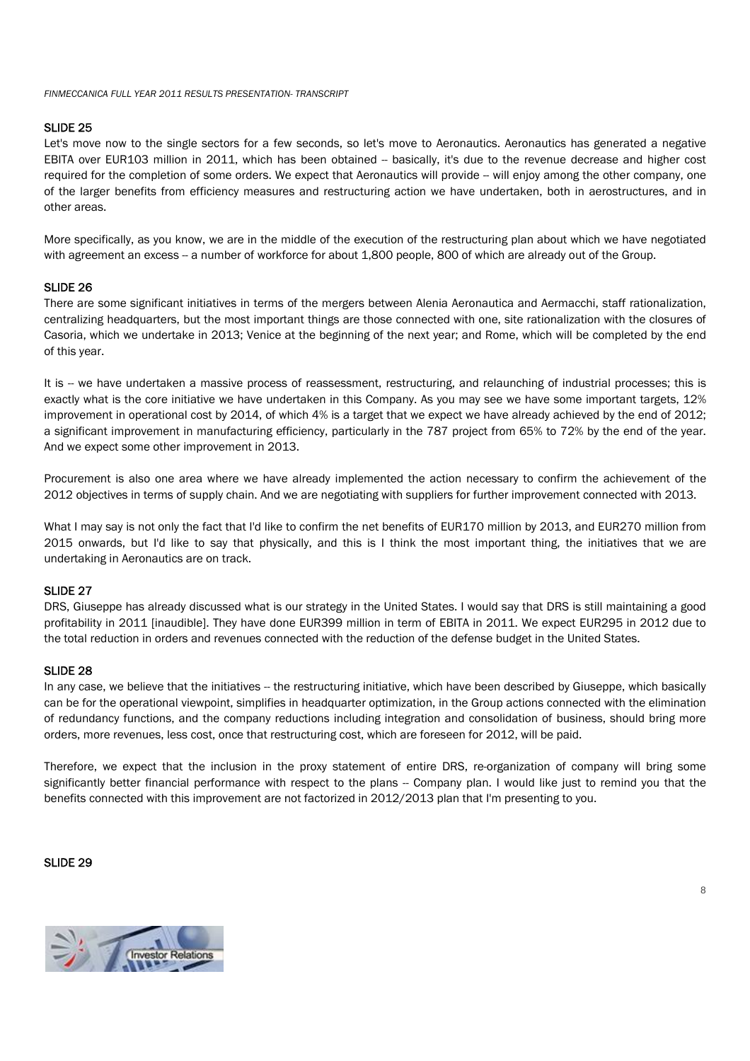## SLIDE 25

Let's move now to the single sectors for a few seconds, so let's move to Aeronautics. Aeronautics has generated a negative EBITA over EUR103 million in 2011, which has been obtained -- basically, it's due to the revenue decrease and higher cost required for the completion of some orders. We expect that Aeronautics will provide -- will enjoy among the other company, one of the larger benefits from efficiency measures and restructuring action we have undertaken, both in aerostructures, and in other areas.

More specifically, as you know, we are in the middle of the execution of the restructuring plan about which we have negotiated with agreement an excess -- a number of workforce for about 1,800 people, 800 of which are already out of the Group.

## SLIDE 26

There are some significant initiatives in terms of the mergers between Alenia Aeronautica and Aermacchi, staff rationalization, centralizing headquarters, but the most important things are those connected with one, site rationalization with the closures of Casoria, which we undertake in 2013; Venice at the beginning of the next year; and Rome, which will be completed by the end of this year.

It is -- we have undertaken a massive process of reassessment, restructuring, and relaunching of industrial processes; this is exactly what is the core initiative we have undertaken in this Company. As you may see we have some important targets, 12% improvement in operational cost by 2014, of which 4% is a target that we expect we have already achieved by the end of 2012; a significant improvement in manufacturing efficiency, particularly in the 787 project from 65% to 72% by the end of the year. And we expect some other improvement in 2013.

Procurement is also one area where we have already implemented the action necessary to confirm the achievement of the 2012 objectives in terms of supply chain. And we are negotiating with suppliers for further improvement connected with 2013.

What I may say is not only the fact that I'd like to confirm the net benefits of EUR170 million by 2013, and EUR270 million from 2015 onwards, but I'd like to say that physically, and this is I think the most important thing, the initiatives that we are undertaking in Aeronautics are on track.

## SLIDE 27

DRS, Giuseppe has already discussed what is our strategy in the United States. I would say that DRS is still maintaining a good profitability in 2011 [inaudible]. They have done EUR399 million in term of EBITA in 2011. We expect EUR295 in 2012 due to the total reduction in orders and revenues connected with the reduction of the defense budget in the United States.

## SLIDE 28

In any case, we believe that the initiatives -- the restructuring initiative, which have been described by Giuseppe, which basically can be for the operational viewpoint, simplifies in headquarter optimization, in the Group actions connected with the elimination of redundancy functions, and the company reductions including integration and consolidation of business, should bring more orders, more revenues, less cost, once that restructuring cost, which are foreseen for 2012, will be paid.

Therefore, we expect that the inclusion in the proxy statement of entire DRS, re-organization of company will bring some significantly better financial performance with respect to the plans -- Company plan. I would like just to remind you that the benefits connected with this improvement are not factorized in 2012/2013 plan that I'm presenting to you.

## SLIDE 29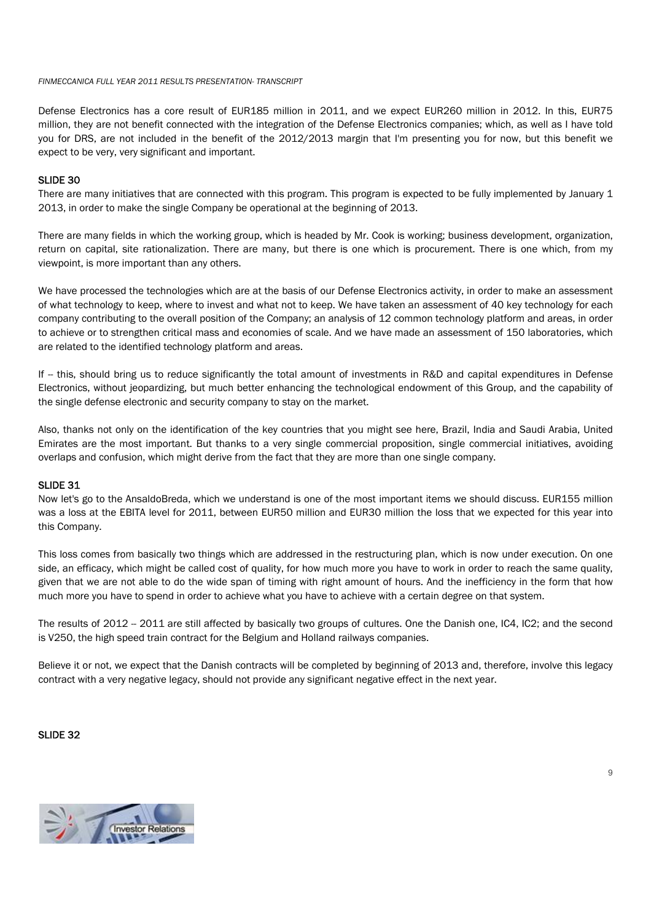Defense Electronics has a core result of EUR185 million in 2011, and we expect EUR260 million in 2012. In this, EUR75 million, they are not benefit connected with the integration of the Defense Electronics companies; which, as well as I have told you for DRS, are not included in the benefit of the 2012/2013 margin that I'm presenting you for now, but this benefit we expect to be very, very significant and important.

### SLIDE 30

There are many initiatives that are connected with this program. This program is expected to be fully implemented by January 1 2013, in order to make the single Company be operational at the beginning of 2013.

There are many fields in which the working group, which is headed by Mr. Cook is working; business development, organization, return on capital, site rationalization. There are many, but there is one which is procurement. There is one which, from my viewpoint, is more important than any others.

We have processed the technologies which are at the basis of our Defense Electronics activity, in order to make an assessment of what technology to keep, where to invest and what not to keep. We have taken an assessment of 40 key technology for each company contributing to the overall position of the Company; an analysis of 12 common technology platform and areas, in order to achieve or to strengthen critical mass and economies of scale. And we have made an assessment of 150 laboratories, which are related to the identified technology platform and areas.

If -- this, should bring us to reduce significantly the total amount of investments in R&D and capital expenditures in Defense Electronics, without jeopardizing, but much better enhancing the technological endowment of this Group, and the capability of the single defense electronic and security company to stay on the market.

Also, thanks not only on the identification of the key countries that you might see here, Brazil, India and Saudi Arabia, United Emirates are the most important. But thanks to a very single commercial proposition, single commercial initiatives, avoiding overlaps and confusion, which might derive from the fact that they are more than one single company.

### SLIDE 31

Now let's go to the AnsaldoBreda, which we understand is one of the most important items we should discuss. EUR155 million was a loss at the EBITA level for 2011, between EUR50 million and EUR30 million the loss that we expected for this year into this Company.

This loss comes from basically two things which are addressed in the restructuring plan, which is now under execution. On one side, an efficacy, which might be called cost of quality, for how much more you have to work in order to reach the same quality, given that we are not able to do the wide span of timing with right amount of hours. And the inefficiency in the form that how much more you have to spend in order to achieve what you have to achieve with a certain degree on that system.

The results of 2012 -- 2011 are still affected by basically two groups of cultures. One the Danish one, IC4, IC2; and the second is V250, the high speed train contract for the Belgium and Holland railways companies.

Believe it or not, we expect that the Danish contracts will be completed by beginning of 2013 and, therefore, involve this legacy contract with a very negative legacy, should not provide any significant negative effect in the next year.

### SLIDE 32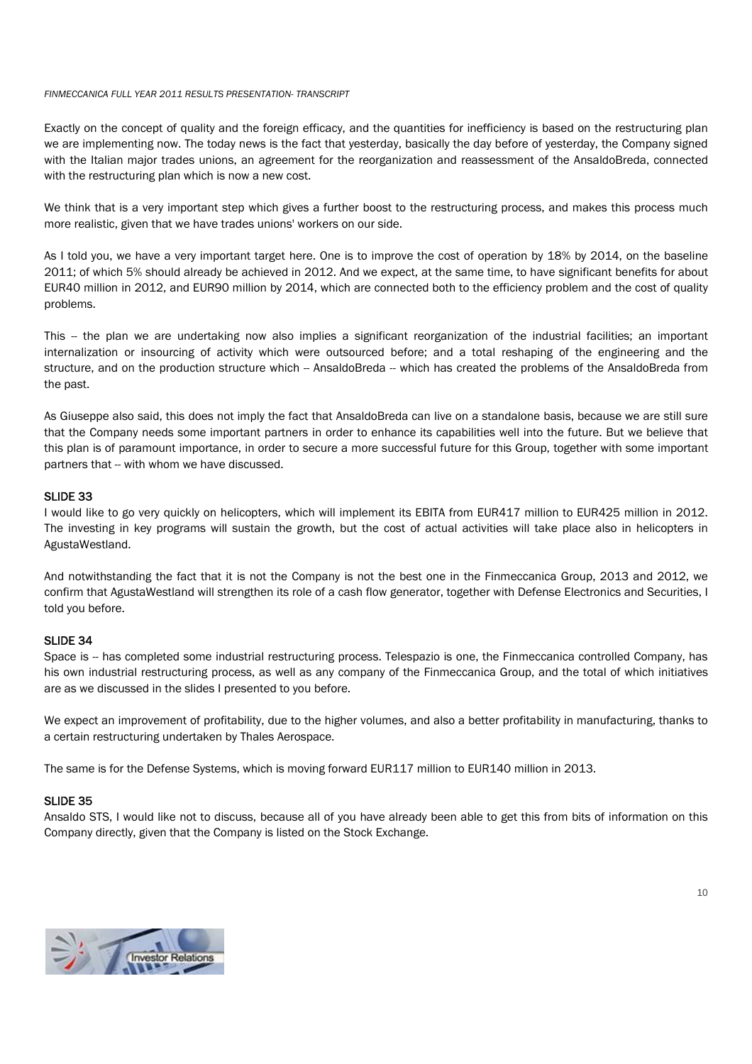Exactly on the concept of quality and the foreign efficacy, and the quantities for inefficiency is based on the restructuring plan we are implementing now. The today news is the fact that yesterday, basically the day before of yesterday, the Company signed with the Italian major trades unions, an agreement for the reorganization and reassessment of the AnsaldoBreda, connected with the restructuring plan which is now a new cost.

We think that is a very important step which gives a further boost to the restructuring process, and makes this process much more realistic, given that we have trades unions' workers on our side.

As I told you, we have a very important target here. One is to improve the cost of operation by 18% by 2014, on the baseline 2011; of which 5% should already be achieved in 2012. And we expect, at the same time, to have significant benefits for about EUR40 million in 2012, and EUR90 million by 2014, which are connected both to the efficiency problem and the cost of quality problems.

This -- the plan we are undertaking now also implies a significant reorganization of the industrial facilities; an important internalization or insourcing of activity which were outsourced before; and a total reshaping of the engineering and the structure, and on the production structure which -- AnsaldoBreda -- which has created the problems of the AnsaldoBreda from the past.

As Giuseppe also said, this does not imply the fact that AnsaldoBreda can live on a standalone basis, because we are still sure that the Company needs some important partners in order to enhance its capabilities well into the future. But we believe that this plan is of paramount importance, in order to secure a more successful future for this Group, together with some important partners that -- with whom we have discussed.

**SLIDE 33**

I would like to go very quickly on helicopters, which will implement its EBITA from EUR417 million to EUR425 million in 2012. The investing in key programs will sustain the growth, but the cost of actual activities will take place also in helicopters in AgustaWestland.

And notwithstanding the fact that it is not the Company is not the best one in the Finmeccanica Group, 2013 and 2012, we confirm that AgustaWestland will strengthen its role of a cash flow generator, together with Defense Electronics and Securities, I told you before.

**SLIDE 34**

Space is -- has completed some industrial restructuring process. Telespazio is one, the Finmeccanica controlled Company, has his own industrial restructuring process, as well as any company of the Finmeccanica Group, and the total of which initiatives are as we discussed in the slides I presented to you before.

We expect an improvement of profitability, due to the higher volumes, and also a better profitability in manufacturing, thanks to a certain restructuring undertaken by Thales Aerospace.

The same is for the Defense Systems, which is moving forward EUR117 million to EUR140 million in 2013.

**SLIDE 35**

Ansaldo STS, I would like not to discuss, because all of you have already been able to get this from bits of information on this Company directly, given that the Company is listed on the Stock Exchange.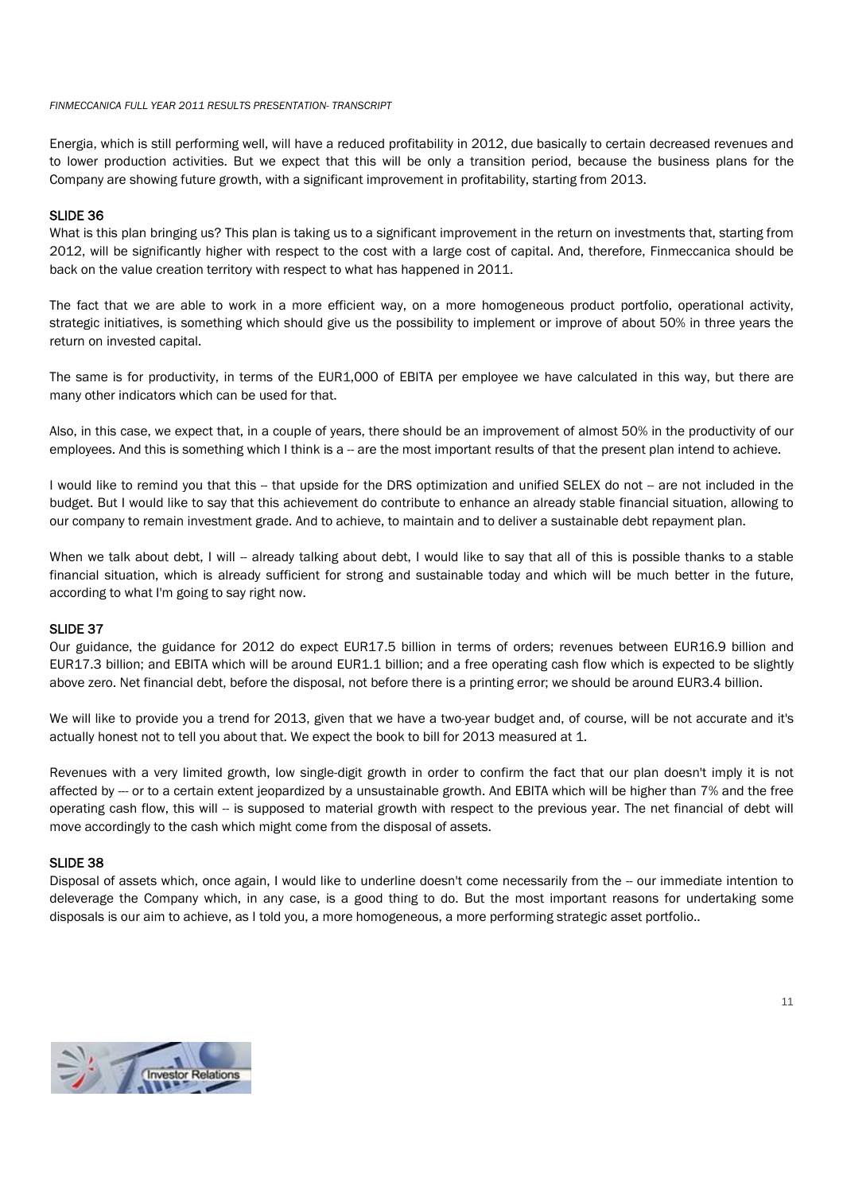Energia, which is still performing well, will have a reduced profitability in 2012, due basically to certain decreased revenues and to lower production activities. But we expect that this will be only a transition period, because the business plans for the Company are showing future growth, with a significant improvement in profitability, starting from 2013.

## SLIDE 36

What is this plan bringing us? This plan is taking us to a significant improvement in the return on investments that, starting from 2012, will be significantly higher with respect to the cost with a large cost of capital. And, therefore, Finmeccanica should be back on the value creation territory with respect to what has happened in 2011.

The fact that we are able to work in a more efficient way, on a more homogeneous product portfolio, operational activity, strategic initiatives, is something which should give us the possibility to implement or improve of about 50% in three years the return on invested capital.

The same is for productivity, in terms of the EUR1,000 of EBITA per employee we have calculated in this way, but there are many other indicators which can be used for that.

Also, in this case, we expect that, in a couple of years, there should be an improvement of almost 50% in the productivity of our employees. And this is something which I think is a -- are the most important results of that the present plan intend to achieve.

I would like to remind you that this -- that upside for the DRS optimization and unified SELEX do not -- are not included in the budget. But I would like to say that this achievement do contribute to enhance an already stable financial situation, allowing to our company to remain investment grade. And to achieve, to maintain and to deliver a sustainable debt repayment plan.

When we talk about debt, I will -- already talking about debt, I would like to say that all of this is possible thanks to a stable financial situation, which is already sufficient for strong and sustainable today and which will be much better in the future, according to what I'm going to say right now.

## SLIDE 37

Our guidance, the guidance for 2012 do expect EUR17.5 billion in terms of orders; revenues between EUR16.9 billion and EUR17.3 billion; and EBITA which will be around EUR1.1 billion; and a free operating cash flow which is expected to be slightly above zero. Net financial debt, before the disposal, not before there is a printing error; we should be around EUR3.4 billion.

We will like to provide you a trend for 2013, given that we have a two-year budget and, of course, will be not accurate and it's actually honest not to tell you about that. We expect the book to bill for 2013 measured at 1.

Revenues with a very limited growth, low single-digit growth in order to confirm the fact that our plan doesn't imply it is not affected by --- or to a certain extent jeopardized by a unsustainable growth. And EBITA which will be higher than 7% and the free operating cash flow, this will -- is supposed to material growth with respect to the previous year. The net financial of debt will move accordingly to the cash which might come from the disposal of assets.

## SLIDE 38

Disposal of assets which, once again, I would like to underline doesn't come necessarily from the -- our immediate intention to deleverage the Company which, in any case, is a good thing to do. But the most important reasons for undertaking some disposals is our aim to achieve, as I told you, a more homogeneous, a more performing strategic asset portfolio..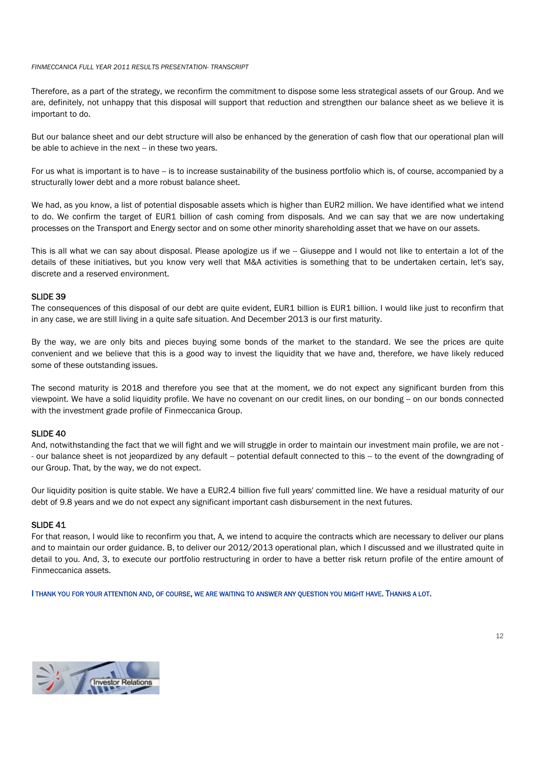Therefore, as a part of the strategy, we reconfirm the commitment to dispose some less strategical assets of our Group. And we are, definitely, not unhappy that this disposal will support that reduction and strengthen our balance sheet as we believe it is important to do.

But our balance sheet and our debt structure will also be enhanced by the generation of cash flow that our operational plan will be able to achieve in the next -- in these two years.

For us what is important is to have -- is to increase sustainability of the business portfolio which is, of course, accompanied by a structurally lower debt and a more robust balance sheet.

We had, as you know, a list of potential disposable assets which is higher than EUR2 million. We have identified what we intend to do. We confirm the target of EUR1 billion of cash coming from disposals. And we can say that we are now undertaking processes on the Transport and Energy sector and on some other minority shareholding asset that we have on our assets.

This is all what we can say about disposal. Please apologize us if we -- Giuseppe and I would not like to entertain a lot of the details of these initiatives, but you know very well that M&A activities is something that to be undertaken certain, let's say, discrete and a reserved environment.

### SLIDE 39

The consequences of this disposal of our debt are quite evident, EUR1 billion is EUR1 billion. I would like just to reconfirm that in any case, we are still living in a quite safe situation. And December 2013 is our first maturity.

By the way, we are only bits and pieces buying some bonds of the market to the standard. We see the prices are quite convenient and we believe that this is a good way to invest the liquidity that we have and, therefore, we have likely reduced some of these outstanding issues.

The second maturity is 2018 and therefore you see that at the moment, we do not expect any significant burden from this viewpoint. We have a solid liquidity profile. We have no covenant on our credit lines, on our bonding -- on our bonds connected with the investment grade profile of Finmeccanica Group.

### SLIDE 40

And, notwithstanding the fact that we will fight and we will struggle in order to maintain our investment main profile, we are not -- our balance sheet is not jeopardized by any default -- potential default connected to this -- to the event of the downgrading of our Group. That, by the way, we do not expect.

Our liquidity position is quite stable. We have a EUR2.4 billion five full years' committed line. We have a residual maturity of our debt of 9.8 years and we do not expect any significant important cash disbursement in the next futures.

### SLIDE 41

For that reason, I would like to reconfirm you that, A, we intend to acquire the contracts which are necessary to deliver our plans and to maintain our order guidance. B, to deliver our 2012/2013 operational plan, which I discussed and we illustrated quite in detail to you. And, 3, to execute our portfolio restructuring in order to have a better risk return profile of the entire amount of Finmeccanica assets.

I THANK YOU FOR YOUR ATTENTION AND, OF COURSE, WE ARE WAITING TO ANSWER ANY QUESTION YOU MIGHT HAVE. THANKS A LOT.